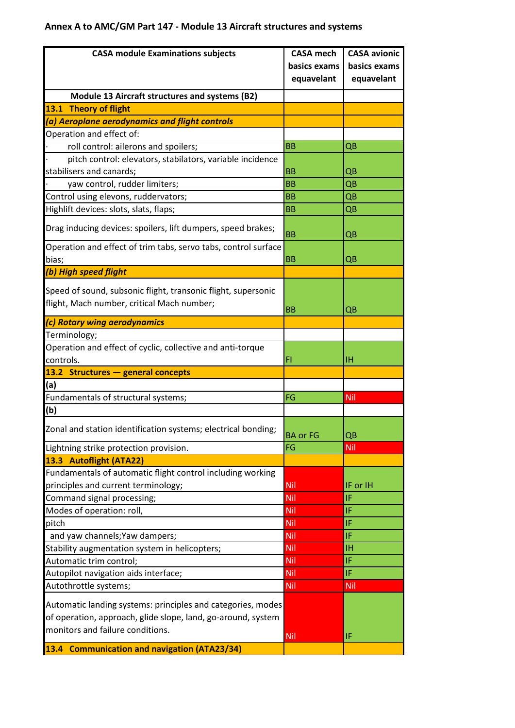# Annex A to AMC/GM Part 147 - Module 13 Aircraft structures and systems

| CASA module Examinations subjects | CASA mech basics exams equavelant | CASA avionic basics exams equavelant |
|---|---|---|
| **Module 13 Aircraft structures and systems (B2)** | | |
| **13.1 Theory of flight** | | |
| ***(a) Aeroplane aerodynamics and flight controls*** | | |
| Operation and effect of: | | |
| · roll control: ailerons and spoilers; | BB | QB |
| · pitch control: elevators, stabilators, variable incidence stabilisers and canards; | BB | QB |
| · yaw control, rudder limiters; | BB | QB |
| Control using elevons, ruddervators; | BB | QB |
| Highlift devices: slots, slats, flaps; | BB | QB |
| Drag inducing devices: spoilers, lift dumpers, speed brakes; | BB | QB |
| Operation and effect of trim tabs, servo tabs, control surface bias; | BB | QB |
| ***(b) High speed flight*** | | |
| Speed of sound, subsonic flight, transonic flight, supersonic flight, Mach number, critical Mach number; | BB | QB |
| ***(c) Rotary wing aerodynamics*** | | |
| Terminology; | | |
| Operation and effect of cyclic, collective and anti-torque controls. | FI | IH |
| **13.2 Structures — general concepts** | | |
| **(a)** | | |
| Fundamentals of structural systems; | FG | Nil |
| **(b)** | | |
| Zonal and station identification systems; electrical bonding; | BA or FG | QB |
| Lightning strike protection provision. | FG | Nil |
| **13.3 Autoflight (ATA22)** | | |
| Fundamentals of automatic flight control including working principles and current terminology; | Nil | IF or IH |
| Command signal processing; | Nil | IF |
| Modes of operation: roll, | Nil | IF |
| pitch | Nil | IF |
| and yaw channels;Yaw dampers; | Nil | IF |
| Stability augmentation system in helicopters; | Nil | IH |
| Automatic trim control; | Nil | IF |
| Autopilot navigation aids interface; | Nil | IF |
| Autothrottle systems; | Nil | Nil |
| Automatic landing systems: principles and categories, modes of operation, approach, glide slope, land, go-around, system monitors and failure conditions. | Nil | IF |
| **13.4 Communication and navigation (ATA23/34)** | | |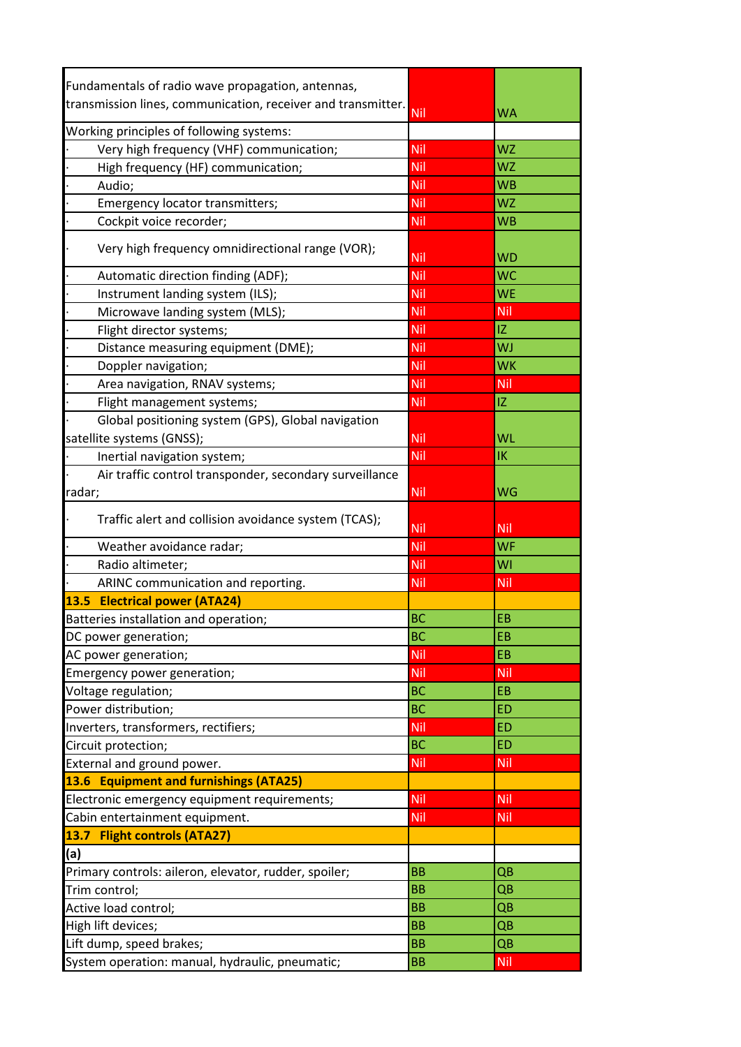| | | |
|---|---|---|
| Fundamentals of radio wave propagation, antennas, transmission lines, communication, receiver and transmitter. | Nil | WA |
| Working principles of following systems: | | |
| · Very high frequency (VHF) communication; | Nil | WZ |
| · High frequency (HF) communication; | Nil | WZ |
| · Audio; | Nil | WB |
| · Emergency locator transmitters; | Nil | WZ |
| · Cockpit voice recorder; | Nil | WB |
| · Very high frequency omnidirectional range (VOR); | Nil | WD |
| · Automatic direction finding (ADF); | Nil | WC |
| · Instrument landing system (ILS); | Nil | WE |
| · Microwave landing system (MLS); | Nil | Nil |
| · Flight director systems; | Nil | IZ |
| · Distance measuring equipment (DME); | Nil | WJ |
| · Doppler navigation; | Nil | WK |
| · Area navigation, RNAV systems; | Nil | Nil |
| · Flight management systems; | Nil | IZ |
| · Global positioning system (GPS), Global navigation satellite systems (GNSS); | Nil | WL |
| · Inertial navigation system; | Nil | IK |
| · Air traffic control transponder, secondary surveillance radar; | Nil | WG |
| · Traffic alert and collision avoidance system (TCAS); | Nil | Nil |
| · Weather avoidance radar; | Nil | WF |
| · Radio altimeter; | Nil | WI |
| · ARINC communication and reporting. | Nil | Nil |
| **13.5 Electrical power (ATA24)** | | |
| Batteries installation and operation; | BC | EB |
| DC power generation; | BC | EB |
| AC power generation; | Nil | EB |
| Emergency power generation; | Nil | Nil |
| Voltage regulation; | BC | EB |
| Power distribution; | BC | ED |
| Inverters, transformers, rectifiers; | Nil | ED |
| Circuit protection; | BC | ED |
| External and ground power. | Nil | Nil |
| **13.6 Equipment and furnishings (ATA25)** | | |
| Electronic emergency equipment requirements; | Nil | Nil |
| Cabin entertainment equipment. | Nil | Nil |
| **13.7 Flight controls (ATA27)** | | |
| **(a)** | | |
| Primary controls: aileron, elevator, rudder, spoiler; | BB | QB |
| Trim control; | BB | QB |
| Active load control; | BB | QB |
| High lift devices; | BB | QB |
| Lift dump, speed brakes; | BB | QB |
| System operation: manual, hydraulic, pneumatic; | BB | Nil |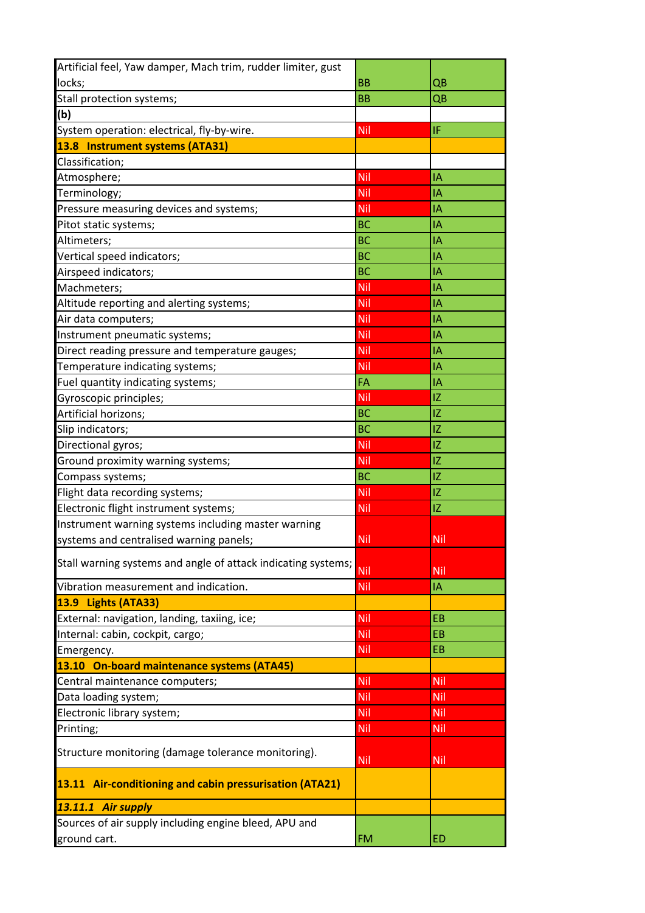| | | |
|---|---|---|
| Artificial feel, Yaw damper, Mach trim, rudder limiter, gust locks; | BB | QB |
| Stall protection systems; | BB | QB |
| **(b)** | | |
| System operation: electrical, fly-by-wire. | Nil | IF |
| **13.8 Instrument systems (ATA31)** | | |
| Classification; | | |
| Atmosphere; | Nil | IA |
| Terminology; | Nil | IA |
| Pressure measuring devices and systems; | Nil | IA |
| Pitot static systems; | BC | IA |
| Altimeters; | BC | IA |
| Vertical speed indicators; | BC | IA |
| Airspeed indicators; | BC | IA |
| Machmeters; | Nil | IA |
| Altitude reporting and alerting systems; | Nil | IA |
| Air data computers; | Nil | IA |
| Instrument pneumatic systems; | Nil | IA |
| Direct reading pressure and temperature gauges; | Nil | IA |
| Temperature indicating systems; | Nil | IA |
| Fuel quantity indicating systems; | FA | IA |
| Gyroscopic principles; | Nil | IZ |
| Artificial horizons; | BC | IZ |
| Slip indicators; | BC | IZ |
| Directional gyros; | Nil | IZ |
| Ground proximity warning systems; | Nil | IZ |
| Compass systems; | BC | IZ |
| Flight data recording systems; | Nil | IZ |
| Electronic flight instrument systems; | Nil | IZ |
| Instrument warning systems including master warning systems and centralised warning panels; | Nil | Nil |
| Stall warning systems and angle of attack indicating systems; | Nil | Nil |
| Vibration measurement and indication. | Nil | IA |
| **13.9 Lights (ATA33)** | | |
| External: navigation, landing, taxiing, ice; | Nil | EB |
| Internal: cabin, cockpit, cargo; | Nil | EB |
| Emergency. | Nil | EB |
| **13.10 On-board maintenance systems (ATA45)** | | |
| Central maintenance computers; | Nil | Nil |
| Data loading system; | Nil | Nil |
| Electronic library system; | Nil | Nil |
| Printing; | Nil | Nil |
| Structure monitoring (damage tolerance monitoring). | Nil | Nil |
| **13.11 Air-conditioning and cabin pressurisation (ATA21)** | | |
| ***13.11.1 Air supply*** | | |
| Sources of air supply including engine bleed, APU and ground cart. | FM | ED |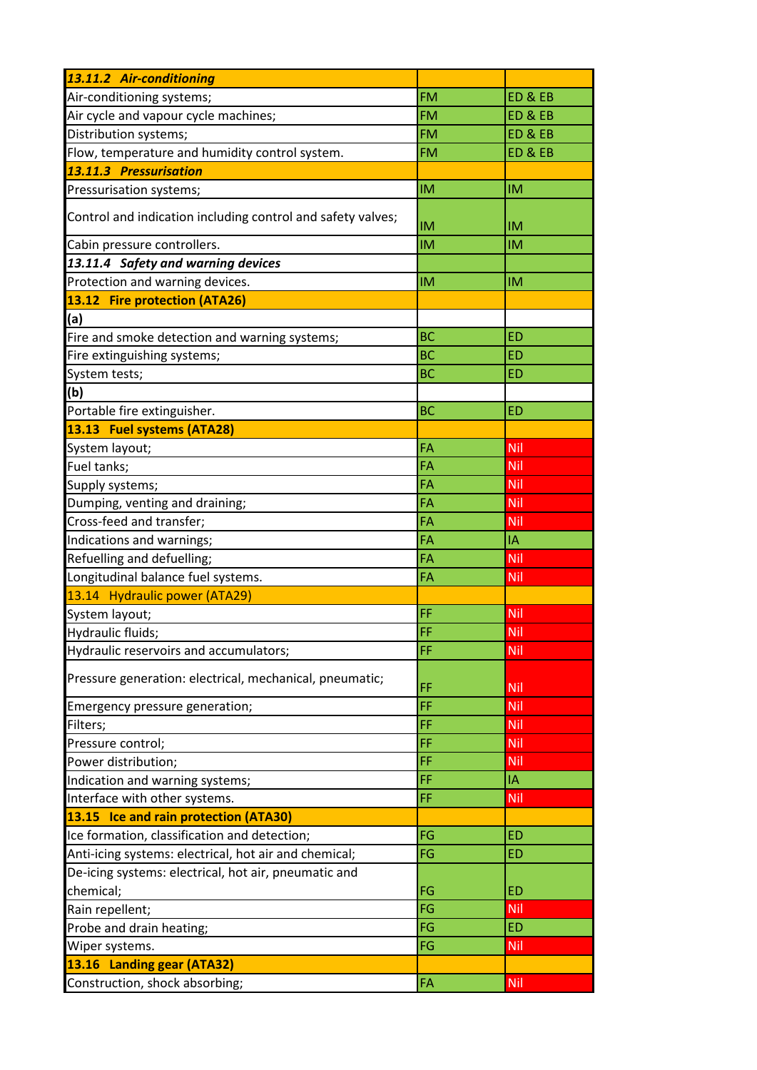| ***13.11.2 Air-conditioning*** | | |
|---|---|---|
| Air-conditioning systems; | FM | ED & EB |
| Air cycle and vapour cycle machines; | FM | ED & EB |
| Distribution systems; | FM | ED & EB |
| Flow, temperature and humidity control system. | FM | ED & EB |
| ***13.11.3 Pressurisation*** | | |
| Pressurisation systems; | IM | IM |
| Control and indication including control and safety valves; | IM | IM |
| Cabin pressure controllers. | IM | IM |
| ***13.11.4 Safety and warning devices*** | | |
| Protection and warning devices. | IM | IM |
| **13.12 Fire protection (ATA26)** | | |
| **(a)** | | |
| Fire and smoke detection and warning systems; | BC | ED |
| Fire extinguishing systems; | BC | ED |
| System tests; | BC | ED |
| **(b)** | | |
| Portable fire extinguisher. | BC | ED |
| **13.13 Fuel systems (ATA28)** | | |
| System layout; | FA | Nil |
| Fuel tanks; | FA | Nil |
| Supply systems; | FA | Nil |
| Dumping, venting and draining; | FA | Nil |
| Cross-feed and transfer; | FA | Nil |
| Indications and warnings; | FA | IA |
| Refuelling and defuelling; | FA | Nil |
| Longitudinal balance fuel systems. | FA | Nil |
| 13.14 Hydraulic power (ATA29) | | |
| System layout; | FF | Nil |
| Hydraulic fluids; | FF | Nil |
| Hydraulic reservoirs and accumulators; | FF | Nil |
| Pressure generation: electrical, mechanical, pneumatic; | FF | Nil |
| Emergency pressure generation; | FF | Nil |
| Filters; | FF | Nil |
| Pressure control; | FF | Nil |
| Power distribution; | FF | Nil |
| Indication and warning systems; | FF | IA |
| Interface with other systems. | FF | Nil |
| **13.15 Ice and rain protection (ATA30)** | | |
| Ice formation, classification and detection; | FG | ED |
| Anti-icing systems: electrical, hot air and chemical; | FG | ED |
| De-icing systems: electrical, hot air, pneumatic and chemical; | FG | ED |
| Rain repellent; | FG | Nil |
| Probe and drain heating; | FG | ED |
| Wiper systems. | FG | Nil |
| **13.16 Landing gear (ATA32)** | | |
| Construction, shock absorbing; | FA | Nil |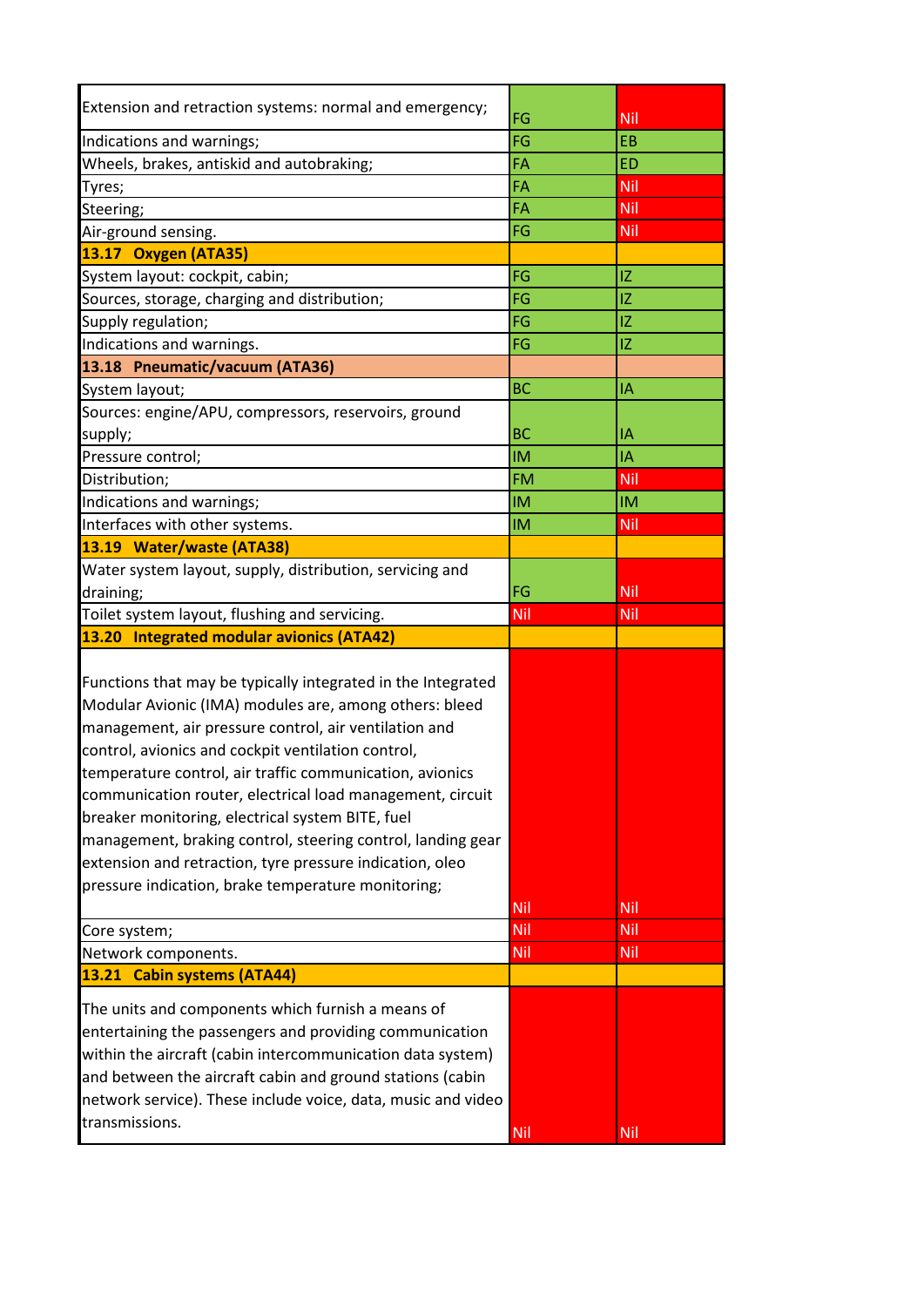| | | |
|---|---|---|
| Extension and retraction systems: normal and emergency; | FG | Nil |
| Indications and warnings; | FG | EB |
| Wheels, brakes, antiskid and autobraking; | FA | ED |
| Tyres; | FA | Nil |
| Steering; | FA | Nil |
| Air-ground sensing. | FG | Nil |
| **13.17 Oxygen (ATA35)** | | |
| System layout: cockpit, cabin; | FG | IZ |
| Sources, storage, charging and distribution; | FG | IZ |
| Supply regulation; | FG | IZ |
| Indications and warnings. | FG | IZ |
| **13.18 Pneumatic/vacuum (ATA36)** | | |
| System layout; | BC | IA |
| Sources: engine/APU, compressors, reservoirs, ground supply; | BC | IA |
| Pressure control; | IM | IA |
| Distribution; | FM | Nil |
| Indications and warnings; | IM | IM |
| Interfaces with other systems. | IM | Nil |
| **13.19 Water/waste (ATA38)** | | |
| Water system layout, supply, distribution, servicing and draining; | FG | Nil |
| Toilet system layout, flushing and servicing. | Nil | Nil |
| **13.20 Integrated modular avionics (ATA42)** | | |
| Functions that may be typically integrated in the Integrated Modular Avionic (IMA) modules are, among others: bleed management, air pressure control, air ventilation and control, avionics and cockpit ventilation control, temperature control, air traffic communication, avionics communication router, electrical load management, circuit breaker monitoring, electrical system BITE, fuel management, braking control, steering control, landing gear extension and retraction, tyre pressure indication, oleo pressure indication, brake temperature monitoring; | Nil | Nil |
| Core system; | Nil | Nil |
| Network components. | Nil | Nil |
| **13.21 Cabin systems (ATA44)** | | |
| The units and components which furnish a means of entertaining the passengers and providing communication within the aircraft (cabin intercommunication data system) and between the aircraft cabin and ground stations (cabin network service). These include voice, data, music and video transmissions. | Nil | Nil |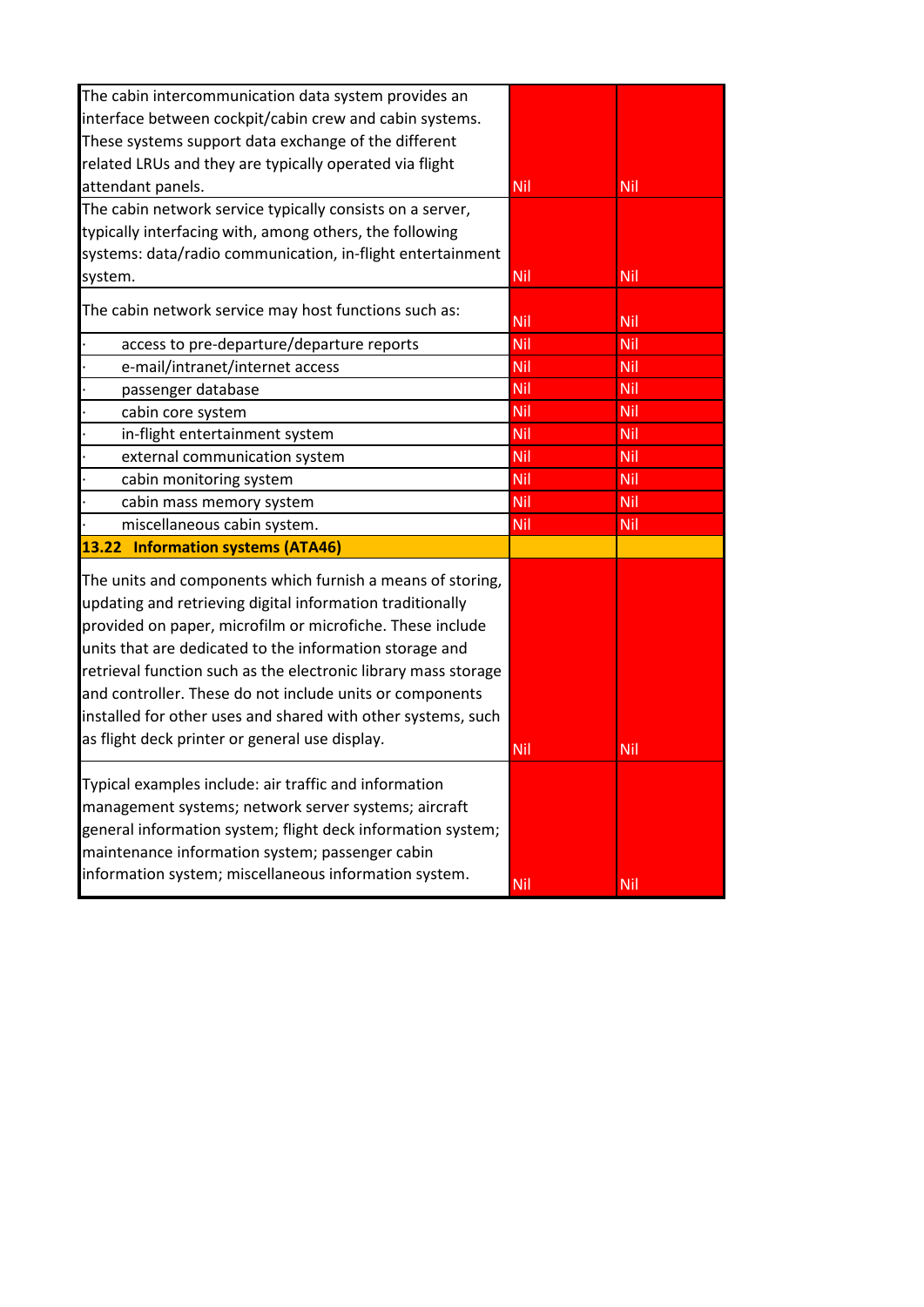| | | |
|---|---|---|
| The cabin intercommunication data system provides an interface between cockpit/cabin crew and cabin systems. These systems support data exchange of the different related LRUs and they are typically operated via flight attendant panels. | Nil | Nil |
| The cabin network service typically consists on a server, typically interfacing with, among others, the following systems: data/radio communication, in-flight entertainment system. | Nil | Nil |
| The cabin network service may host functions such as: | Nil | Nil |
| · access to pre-departure/departure reports | Nil | Nil |
| · e-mail/intranet/internet access | Nil | Nil |
| · passenger database | Nil | Nil |
| · cabin core system | Nil | Nil |
| · in-flight entertainment system | Nil | Nil |
| · external communication system | Nil | Nil |
| · cabin monitoring system | Nil | Nil |
| · cabin mass memory system | Nil | Nil |
| · miscellaneous cabin system. | Nil | Nil |
| **13.22 Information systems (ATA46)** | | |
| The units and components which furnish a means of storing, updating and retrieving digital information traditionally provided on paper, microfilm or microfiche. These include units that are dedicated to the information storage and retrieval function such as the electronic library mass storage and controller. These do not include units or components installed for other uses and shared with other systems, such as flight deck printer or general use display. | Nil | Nil |
| Typical examples include: air traffic and information management systems; network server systems; aircraft general information system; flight deck information system; maintenance information system; passenger cabin information system; miscellaneous information system. | Nil | Nil |